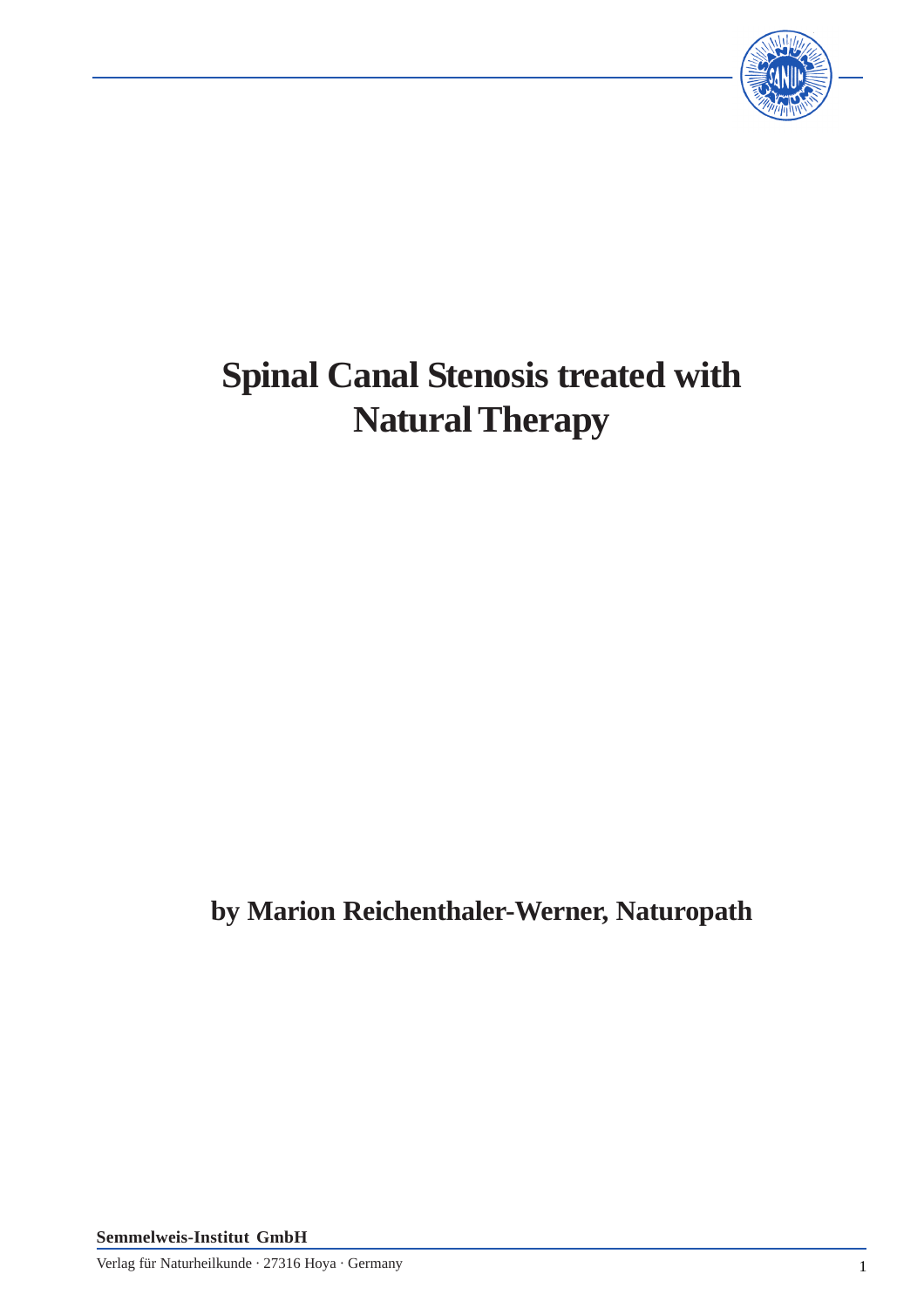# Spinal Canal Stenosis treated with Natural Therapy

**by Marion Reichenthaler-Werner, Naturopath**

**Semmelweis-Institut GmbH**

Verlag für Naturheilkunde · 27316 Hoya · Germany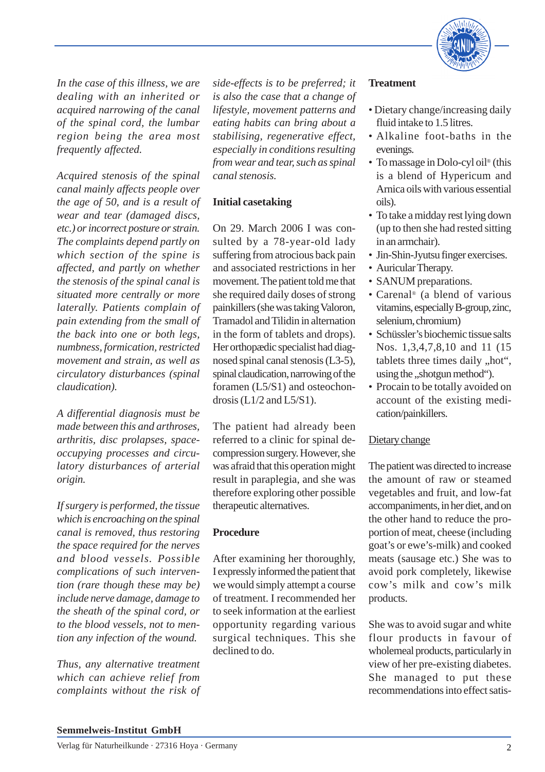*In the case of this illness, we are dealing with an inherited or acquired narrowing of the canal of the spinal cord, the lumbar region being the area most frequently affected.*

*Acquired stenosis of the spinal canal mainly affects people over the age of 50, and is a result of wear and tear (damaged discs, etc.) or incorrect posture or strain. The complaints depend partly on which section of the spine is affected, and partly on whether the stenosis of the spinal canal is situated more centrally or more laterally. Patients complain of pain extending from the small of the back into one or both legs, numbness, formication, restricted movement and strain, as well as circulatory disturbances (spinal claudication).*

*A differential diagnosis must be made between this and arthroses, arthritis, disc prolapses, space-occupying processes and circulatory disturbances of arterial origin.*

*If surgery is performed, the tissue which is encroaching on the spinal canal is removed, thus restoring the space required for the nerves and blood vessels. Possible complications of such intervention (rare though these may be) include nerve damage, damage to the sheath of the spinal cord, or to the blood vessels, not to mention any infection of the wound.*

*Thus, any alternative treatment which can achieve relief from complaints without the risk of side-effects is to be preferred; it is also the case that a change of lifestyle, movement patterns and eating habits can bring about a stabilising, regenerative effect, especially in conditions resulting from wear and tear, such as spinal canal stenosis.*

## Initial casetaking

On 29. March 2006 I was consulted by a 78-year-old lady suffering from atrocious back pain and associated restrictions in her movement. The patient told me that she required daily doses of strong painkillers (she was taking Valoron, Tramadol and Tilidin in alternation in the form of tablets and drops). Her orthopædic specialist had diagnosed spinal canal stenosis (L3-5), spinal claudication, narrowing of the foramen (L5/S1) and osteochondrosis (L1/2 and L5/S1).

The patient had already been referred to a clinic for spinal decompression surgery. However, she was afraid that this operation might result in paraplegia, and she was therefore exploring other possible therapeutic alternatives.

## Procedure

After examining her thoroughly, I expressly informed the patient that we would simply attempt a course of treatment. I recommended her to seek information at the earliest opportunity regarding various surgical techniques. This she declined to do.

## Treatment

- Dietary change/increasing daily fluid intake to 1.5 litres.
- Alkaline foot-baths in the evenings.
- To massage in Dolo-cyl oil® (this is a blend of Hypericum and Arnica oils with various essential oils).
- To take a midday rest lying down (up to then she had rested sitting in an armchair).
- Jin-Shin-Jyutsu finger exercises.
- Auricular Therapy.
- SANUM preparations.
- Carenal® (a blend of various vitamins, especially B-group, zinc, selenium, chromium)
- Schüssler's biochemic tissue salts Nos. 1,3,4,7,8,10 and 11 (15 tablets three times daily „hot", using the „shotgun method").
- Procain to be totally avoided on account of the existing medication/painkillers.

### Dietary change

The patient was directed to increase the amount of raw or steamed vegetables and fruit, and low-fat accompaniments, in her diet, and on the other hand to reduce the proportion of meat, cheese (including goat's or ewe's-milk) and cooked meats (sausage etc.) She was to avoid pork completely, likewise cow's milk and cow's milk products.

She was to avoid sugar and white flour products in favour of wholemeal products, particularly in view of her pre-existing diabetes. She managed to put these recommendations into effect satis-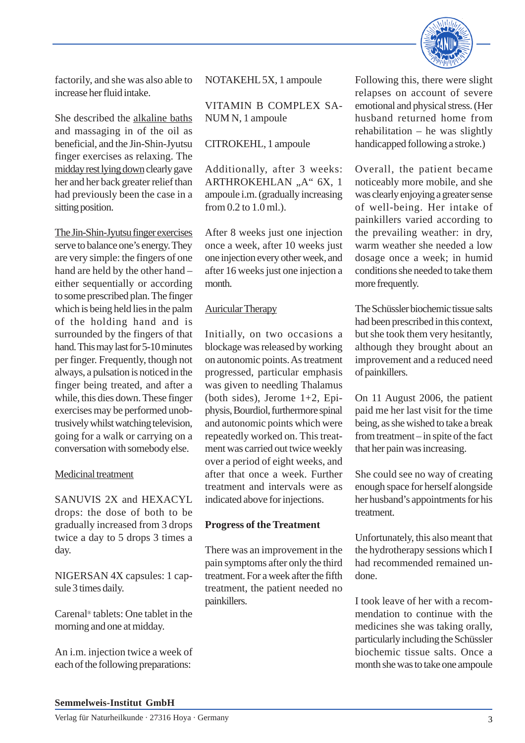factorily, and she was also able to increase her fluid intake.

She described the alkaline baths and massaging in of the oil as beneficial, and the Jin-Shin-Jyutsu finger exercises as relaxing. The midday rest lying down clearly gave her and her back greater relief than had previously been the case in a sitting position.

The Jin-Shin-Jyutsu finger exercises serve to balance one's energy. They are very simple: the fingers of one hand are held by the other hand – either sequentially or according to some prescribed plan. The finger which is being held lies in the palm of the holding hand and is surrounded by the fingers of that hand. This may last for 5-10 minutes per finger. Frequently, though not always, a pulsation is noticed in the finger being treated, and after a while, this dies down. These finger exercises may be performed unobtrusively whilst watching television, going for a walk or carrying on a conversation with somebody else.

Medicinal treatment

SANUVIS 2X and HEXACYL drops: the dose of both to be gradually increased from 3 drops twice a day to 5 drops 3 times a day.

NIGERSAN 4X capsules: 1 capsule 3 times daily.

Carenal® tablets: One tablet in the morning and one at midday.

An i.m. injection twice a week of each of the following preparations:

NOTAKEHL 5X, 1 ampoule

VITAMIN B COMPLEX SANUM N, 1 ampoule

CITROKEHL, 1 ampoule

Additionally, after 3 weeks: ARTHROKEHLAN „A" 6X, 1 ampoule i.m. (gradually increasing from 0.2 to 1.0 ml.).

After 8 weeks just one injection once a week, after 10 weeks just one injection every other week, and after 16 weeks just one injection a month.

Auricular Therapy

Initially, on two occasions a blockage was released by working on autonomic points. As treatment progressed, particular emphasis was given to needling Thalamus (both sides), Jerome 1+2, Epiphysis, Bourdiol, furthermore spinal and autonomic points which were repeatedly worked on. This treatment was carried out twice weekly over a period of eight weeks, and after that once a week. Further treatment and intervals were as indicated above for injections.

**Progress of the Treatment**

There was an improvement in the pain symptoms after only the third treatment. For a week after the fifth treatment, the patient needed no painkillers.

Following this, there were slight relapses on account of severe emotional and physical stress. (Her husband returned home from rehabilitation – he was slightly handicapped following a stroke.)

Overall, the patient became noticeably more mobile, and she was clearly enjoying a greater sense of well-being. Her intake of painkillers varied according to the prevailing weather: in dry, warm weather she needed a low dosage once a week; in humid conditions she needed to take them more frequently.

The Schüssler biochemic tissue salts had been prescribed in this context, but she took them very hesitantly, although they brought about an improvement and a reduced need of painkillers.

On 11 August 2006, the patient paid me her last visit for the time being, as she wished to take a break from treatment – in spite of the fact that her pain was increasing.

She could see no way of creating enough space for herself alongside her husband's appointments for his treatment.

Unfortunately, this also meant that the hydrotherapy sessions which I had recommended remained undone.

I took leave of her with a recommendation to continue with the medicines she was taking orally, particularly including the Schüssler biochemic tissue salts. Once a month she was to take one ampoule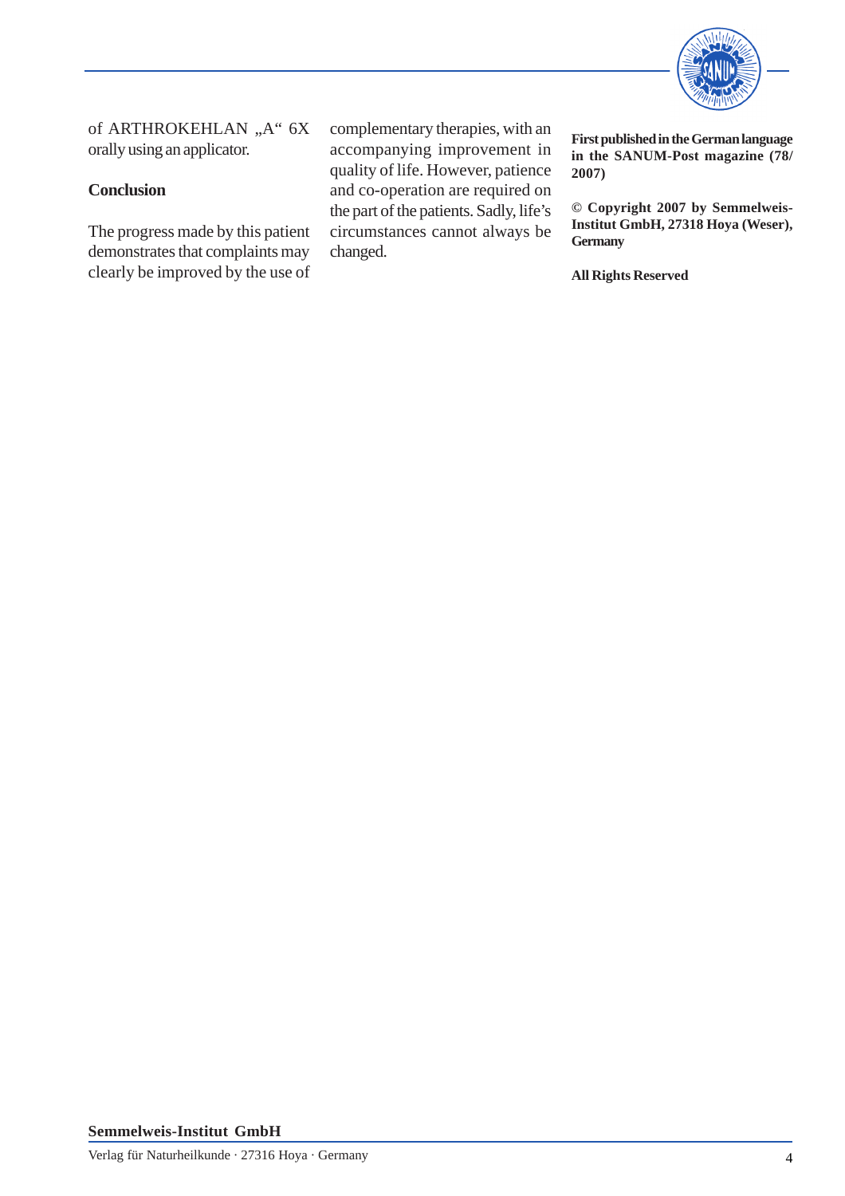of ARTHROKEHLAN „A“ 6X orally using an applicator.

## Conclusion

The progress made by this patient demonstrates that complaints may clearly be improved by the use of complementary therapies, with an accompanying improvement in quality of life. However, patience and co-operation are required on the part of the patients. Sadly, life’s circumstances cannot always be changed.

**First published in the German language in the SANUM-Post magazine (78/ 2007)**

**© Copyright 2007 by Semmelweis-Institut GmbH, 27318 Hoya (Weser), Germany**

**All Rights Reserved**

**Semmelweis-Institut GmbH**

Verlag für Naturheilkunde · 27316 Hoya · Germany